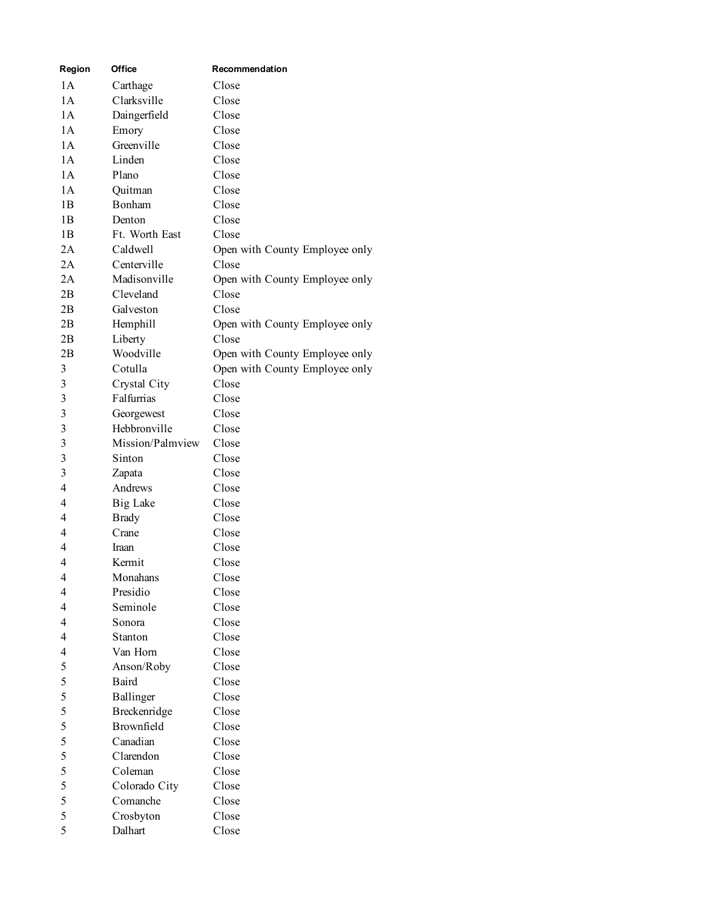| Region | Office | Recommendation |
|---|---|---|
| 1A | Carthage | Close |
| 1A | Clarksville | Close |
| 1A | Daingerfield | Close |
| 1A | Emory | Close |
| 1A | Greenville | Close |
| 1A | Linden | Close |
| 1A | Plano | Close |
| 1A | Quitman | Close |
| 1B | Bonham | Close |
| 1B | Denton | Close |
| 1B | Ft. Worth East | Close |
| 2A | Caldwell | Open with County Employee only |
| 2A | Centerville | Close |
| 2A | Madisonville | Open with County Employee only |
| 2B | Cleveland | Close |
| 2B | Galveston | Close |
| 2B | Hemphill | Open with County Employee only |
| 2B | Liberty | Close |
| 2B | Woodville | Open with County Employee only |
| 3 | Cotulla | Open with County Employee only |
| 3 | Crystal City | Close |
| 3 | Falfurrias | Close |
| 3 | Georgewest | Close |
| 3 | Hebbronville | Close |
| 3 | Mission/Palmview | Close |
| 3 | Sinton | Close |
| 3 | Zapata | Close |
| 4 | Andrews | Close |
| 4 | Big Lake | Close |
| 4 | Brady | Close |
| 4 | Crane | Close |
| 4 | Iraan | Close |
| 4 | Kermit | Close |
| 4 | Monahans | Close |
| 4 | Presidio | Close |
| 4 | Seminole | Close |
| 4 | Sonora | Close |
| 4 | Stanton | Close |
| 4 | Van Horn | Close |
| 5 | Anson/Roby | Close |
| 5 | Baird | Close |
| 5 | Ballinger | Close |
| 5 | Breckenridge | Close |
| 5 | Brownfield | Close |
| 5 | Canadian | Close |
| 5 | Clarendon | Close |
| 5 | Coleman | Close |
| 5 | Colorado City | Close |
| 5 | Comanche | Close |
| 5 | Crosbyton | Close |
| 5 | Dalhart | Close |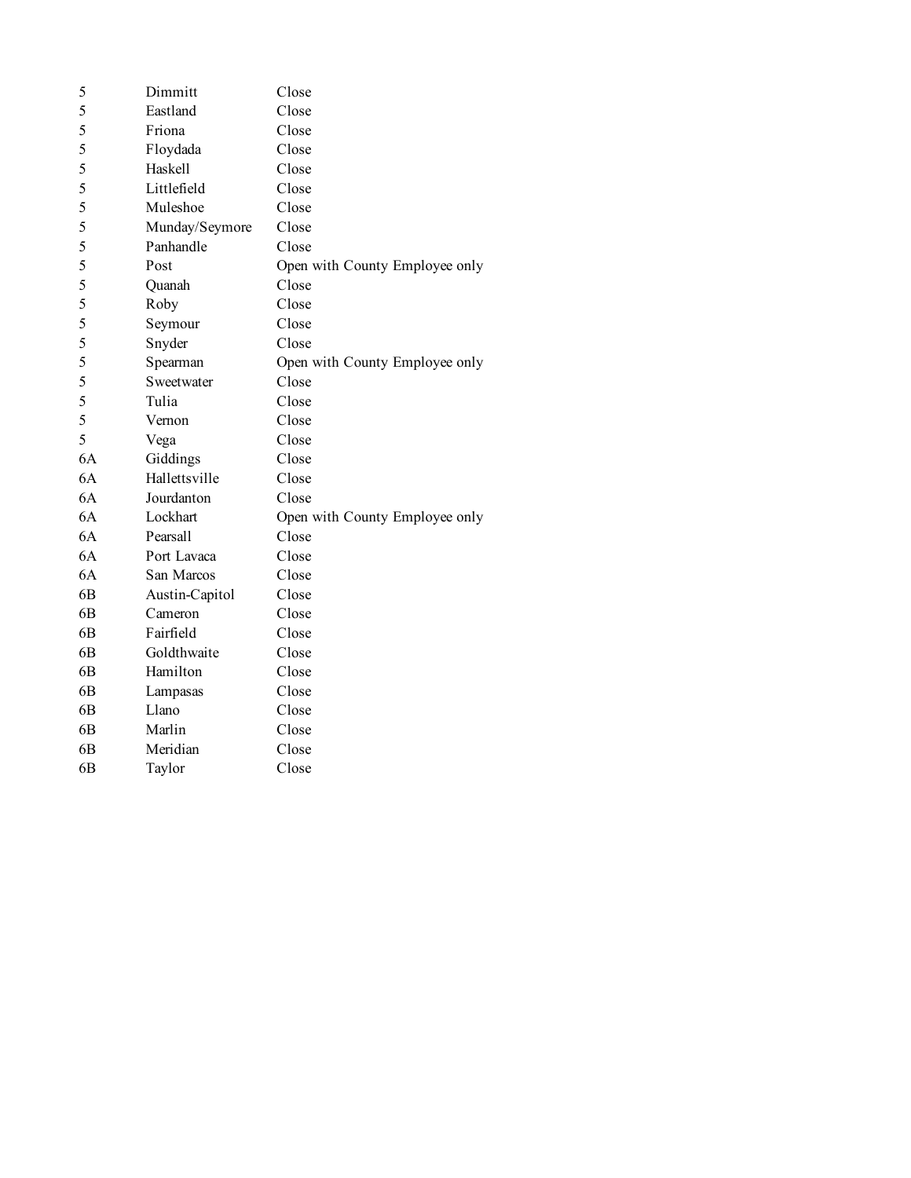| | | |
|---|---|---|
| 5 | Dimmitt | Close |
| 5 | Eastland | Close |
| 5 | Friona | Close |
| 5 | Floydada | Close |
| 5 | Haskell | Close |
| 5 | Littlefield | Close |
| 5 | Muleshoe | Close |
| 5 | Munday/Seymore | Close |
| 5 | Panhandle | Close |
| 5 | Post | Open with County Employee only |
| 5 | Quanah | Close |
| 5 | Roby | Close |
| 5 | Seymour | Close |
| 5 | Snyder | Close |
| 5 | Spearman | Open with County Employee only |
| 5 | Sweetwater | Close |
| 5 | Tulia | Close |
| 5 | Vernon | Close |
| 5 | Vega | Close |
| 6A | Giddings | Close |
| 6A | Hallettsville | Close |
| 6A | Jourdanton | Close |
| 6A | Lockhart | Open with County Employee only |
| 6A | Pearsall | Close |
| 6A | Port Lavaca | Close |
| 6A | San Marcos | Close |
| 6B | Austin-Capitol | Close |
| 6B | Cameron | Close |
| 6B | Fairfield | Close |
| 6B | Goldthwaite | Close |
| 6B | Hamilton | Close |
| 6B | Lampasas | Close |
| 6B | Llano | Close |
| 6B | Marlin | Close |
| 6B | Meridian | Close |
| 6B | Taylor | Close |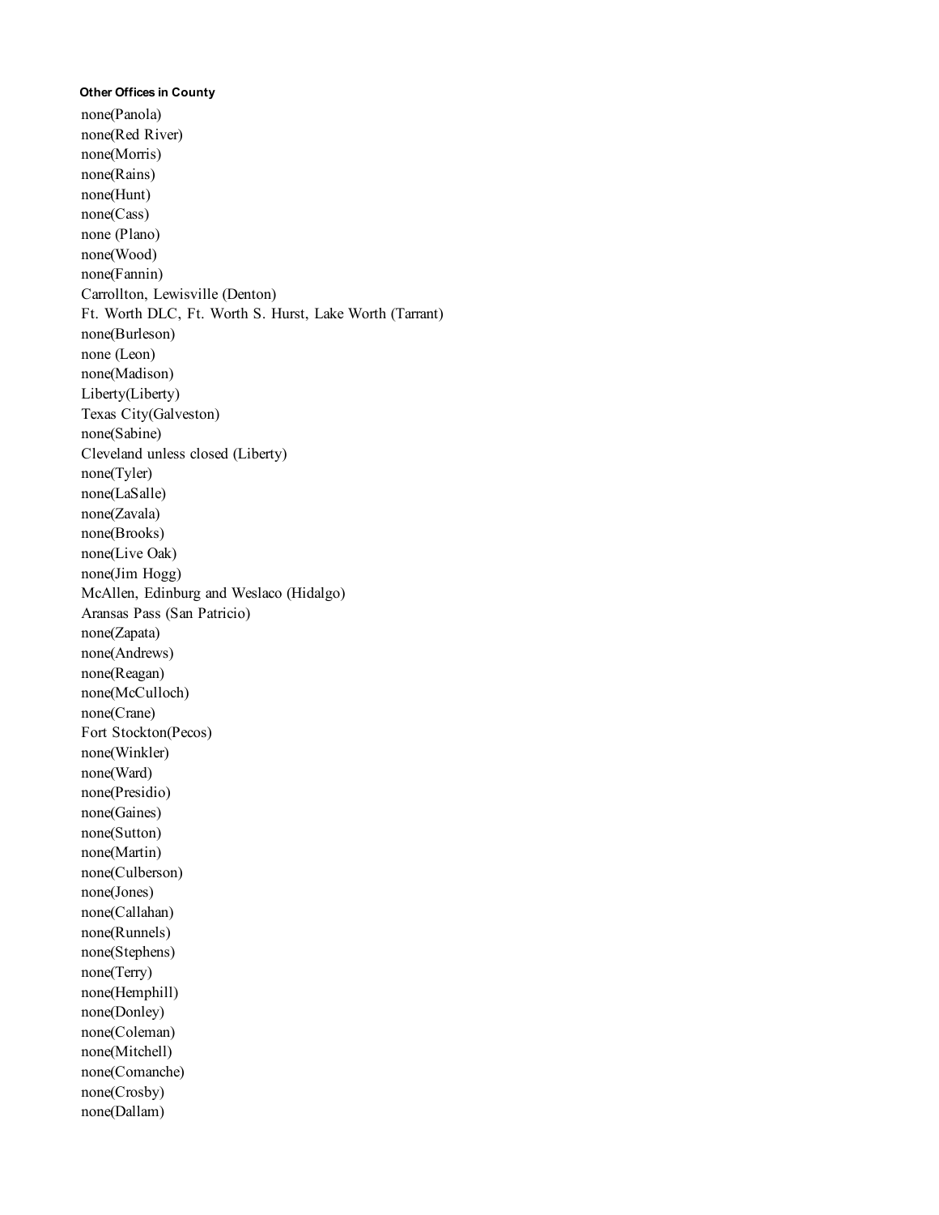**Other Offices in County**

none(Panola)
none(Red River)
none(Morris)
none(Rains)
none(Hunt)
none(Cass)
none (Plano)
none(Wood)
none(Fannin)
Carrollton, Lewisville (Denton)
Ft. Worth DLC, Ft. Worth S. Hurst, Lake Worth (Tarrant)
none(Burleson)
none (Leon)
none(Madison)
Liberty(Liberty)
Texas City(Galveston)
none(Sabine)
Cleveland unless closed (Liberty)
none(Tyler)
none(LaSalle)
none(Zavala)
none(Brooks)
none(Live Oak)
none(Jim Hogg)
McAllen, Edinburg and Weslaco (Hidalgo)
Aransas Pass (San Patricio)
none(Zapata)
none(Andrews)
none(Reagan)
none(McCulloch)
none(Crane)
Fort Stockton(Pecos)
none(Winkler)
none(Ward)
none(Presidio)
none(Gaines)
none(Sutton)
none(Martin)
none(Culberson)
none(Jones)
none(Callahan)
none(Runnels)
none(Stephens)
none(Terry)
none(Hemphill)
none(Donley)
none(Coleman)
none(Mitchell)
none(Comanche)
none(Crosby)
none(Dallam)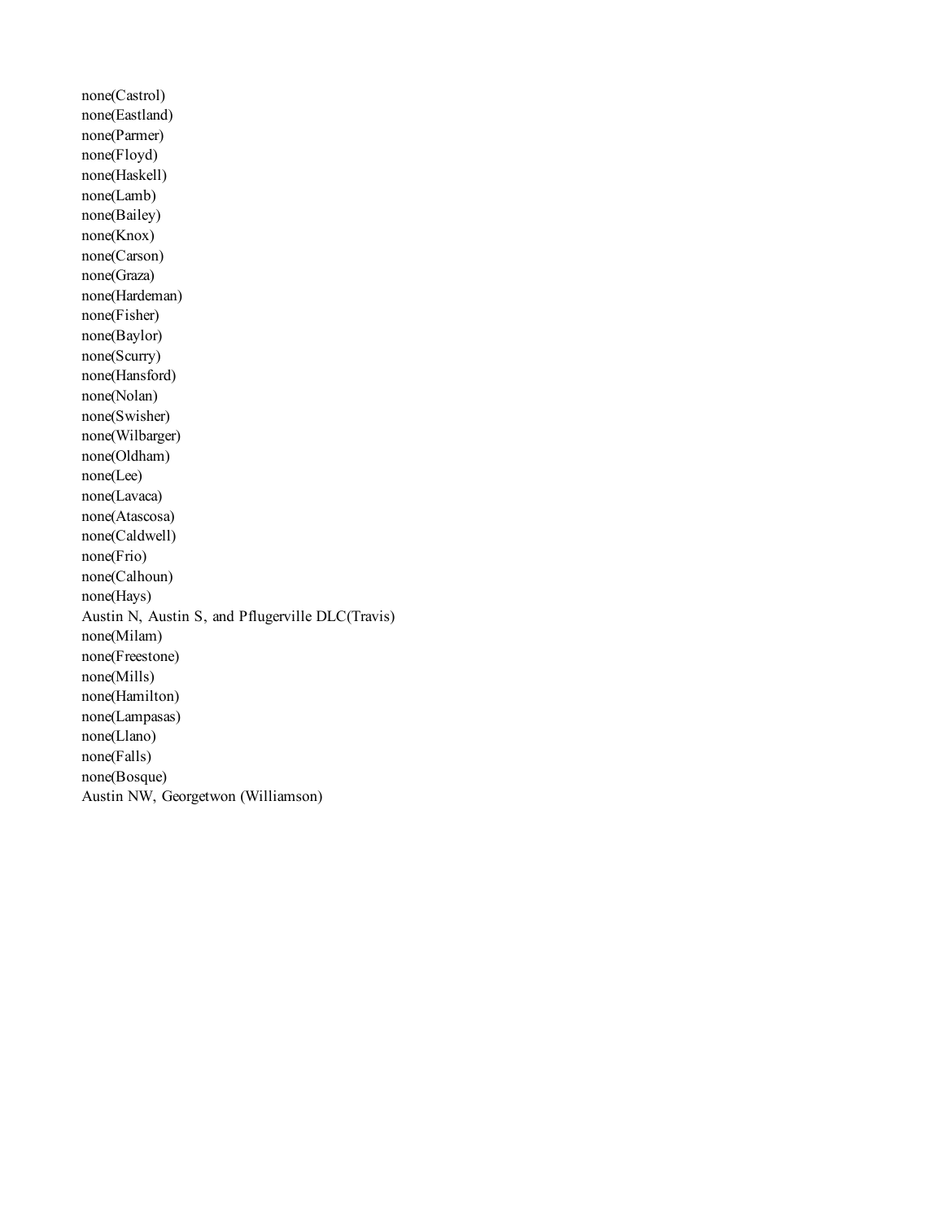none(Castrol)
none(Eastland)
none(Parmer)
none(Floyd)
none(Haskell)
none(Lamb)
none(Bailey)
none(Knox)
none(Carson)
none(Graza)
none(Hardeman)
none(Fisher)
none(Baylor)
none(Scurry)
none(Hansford)
none(Nolan)
none(Swisher)
none(Wilbarger)
none(Oldham)
none(Lee)
none(Lavaca)
none(Atascosa)
none(Caldwell)
none(Frio)
none(Calhoun)
none(Hays)
Austin N, Austin S, and Pflugerville DLC(Travis)
none(Milam)
none(Freestone)
none(Mills)
none(Hamilton)
none(Lampasas)
none(Llano)
none(Falls)
none(Bosque)
Austin NW, Georgetwon (Williamson)